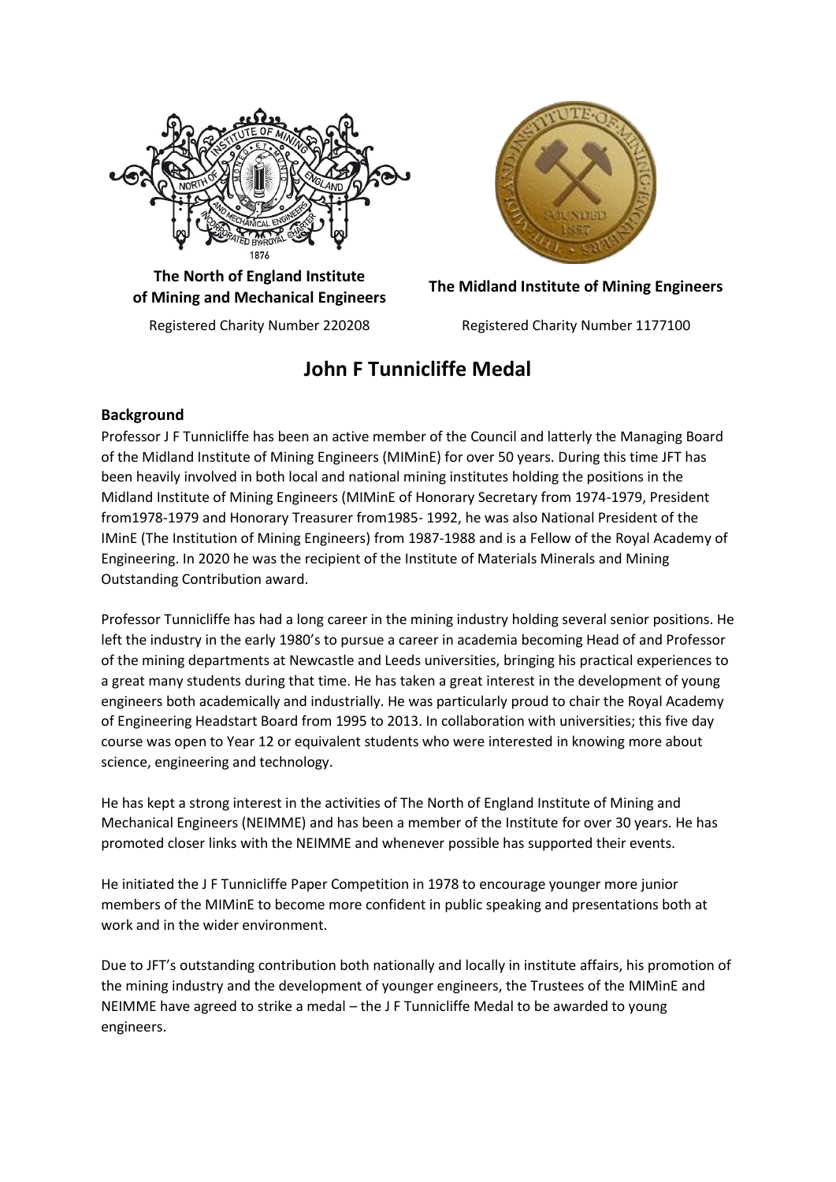**The North of England Institute of Mining and Mechanical Engineers**

Registered Charity Number 220208

**The Midland Institute of Mining Engineers**

Registered Charity Number 1177100

# John F Tunnicliffe Medal

## Background

Professor J F Tunnicliffe has been an active member of the Council and latterly the Managing Board of the Midland Institute of Mining Engineers (MIMinE) for over 50 years. During this time JFT has been heavily involved in both local and national mining institutes holding the positions in the Midland Institute of Mining Engineers (MIMinE of Honorary Secretary from 1974-1979, President from1978-1979 and Honorary Treasurer from1985- 1992, he was also National President of the IMinE (The Institution of Mining Engineers) from 1987-1988 and is a Fellow of the Royal Academy of Engineering. In 2020 he was the recipient of the Institute of Materials Minerals and Mining Outstanding Contribution award.

Professor Tunnicliffe has had a long career in the mining industry holding several senior positions. He left the industry in the early 1980's to pursue a career in academia becoming Head of and Professor of the mining departments at Newcastle and Leeds universities, bringing his practical experiences to a great many students during that time. He has taken a great interest in the development of young engineers both academically and industrially. He was particularly proud to chair the Royal Academy of Engineering Headstart Board from 1995 to 2013. In collaboration with universities; this five day course was open to Year 12 or equivalent students who were interested in knowing more about science, engineering and technology.

He has kept a strong interest in the activities of The North of England Institute of Mining and Mechanical Engineers (NEIMME) and has been a member of the Institute for over 30 years. He has promoted closer links with the NEIMME and whenever possible has supported their events.

He initiated the J F Tunnicliffe Paper Competition in 1978 to encourage younger more junior members of the MIMinE to become more confident in public speaking and presentations both at work and in the wider environment.

Due to JFT's outstanding contribution both nationally and locally in institute affairs, his promotion of the mining industry and the development of younger engineers, the Trustees of the MIMinE and NEIMME have agreed to strike a medal – the J F Tunnicliffe Medal to be awarded to young engineers.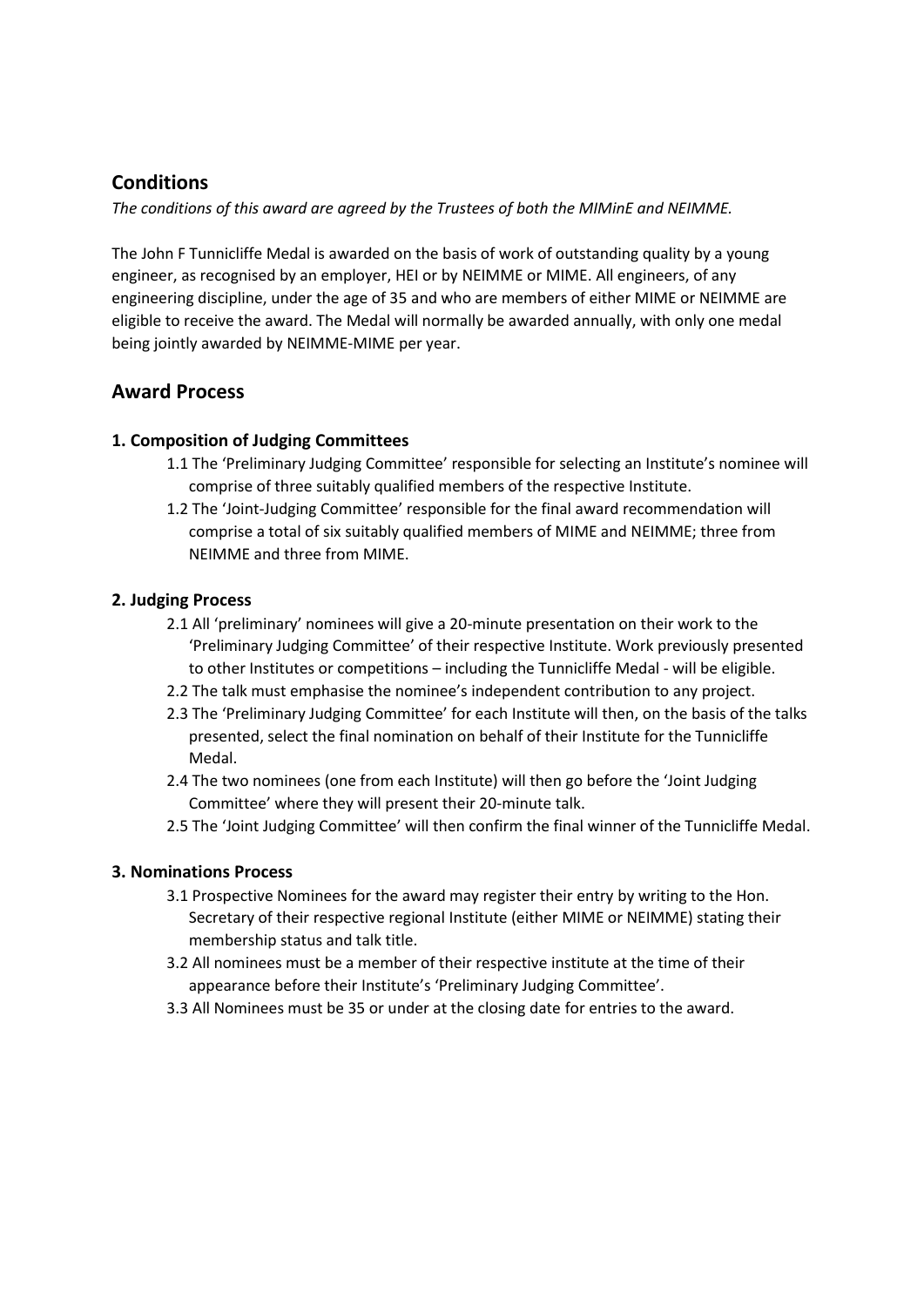## Conditions

*The conditions of this award are agreed by the Trustees of both the MIMinE and NEIMME.*

The John F Tunnicliffe Medal is awarded on the basis of work of outstanding quality by a young engineer, as recognised by an employer, HEI or by NEIMME or MIME. All engineers, of any engineering discipline, under the age of 35 and who are members of either MIME or NEIMME are eligible to receive the award. The Medal will normally be awarded annually, with only one medal being jointly awarded by NEIMME-MIME per year.

## Award Process

### 1. Composition of Judging Committees

1.1 The 'Preliminary Judging Committee' responsible for selecting an Institute's nominee will comprise of three suitably qualified members of the respective Institute.

1.2 The 'Joint-Judging Committee' responsible for the final award recommendation will comprise a total of six suitably qualified members of MIME and NEIMME; three from NEIMME and three from MIME.

### 2. Judging Process

2.1 All 'preliminary' nominees will give a 20-minute presentation on their work to the 'Preliminary Judging Committee' of their respective Institute. Work previously presented to other Institutes or competitions – including the Tunnicliffe Medal - will be eligible.

2.2 The talk must emphasise the nominee's independent contribution to any project.

2.3 The 'Preliminary Judging Committee' for each Institute will then, on the basis of the talks presented, select the final nomination on behalf of their Institute for the Tunnicliffe Medal.

2.4 The two nominees (one from each Institute) will then go before the 'Joint Judging Committee' where they will present their 20-minute talk.

2.5 The 'Joint Judging Committee' will then confirm the final winner of the Tunnicliffe Medal.

### 3. Nominations Process

3.1 Prospective Nominees for the award may register their entry by writing to the Hon. Secretary of their respective regional Institute (either MIME or NEIMME) stating their membership status and talk title.

3.2 All nominees must be a member of their respective institute at the time of their appearance before their Institute's 'Preliminary Judging Committee'.

3.3 All Nominees must be 35 or under at the closing date for entries to the award.